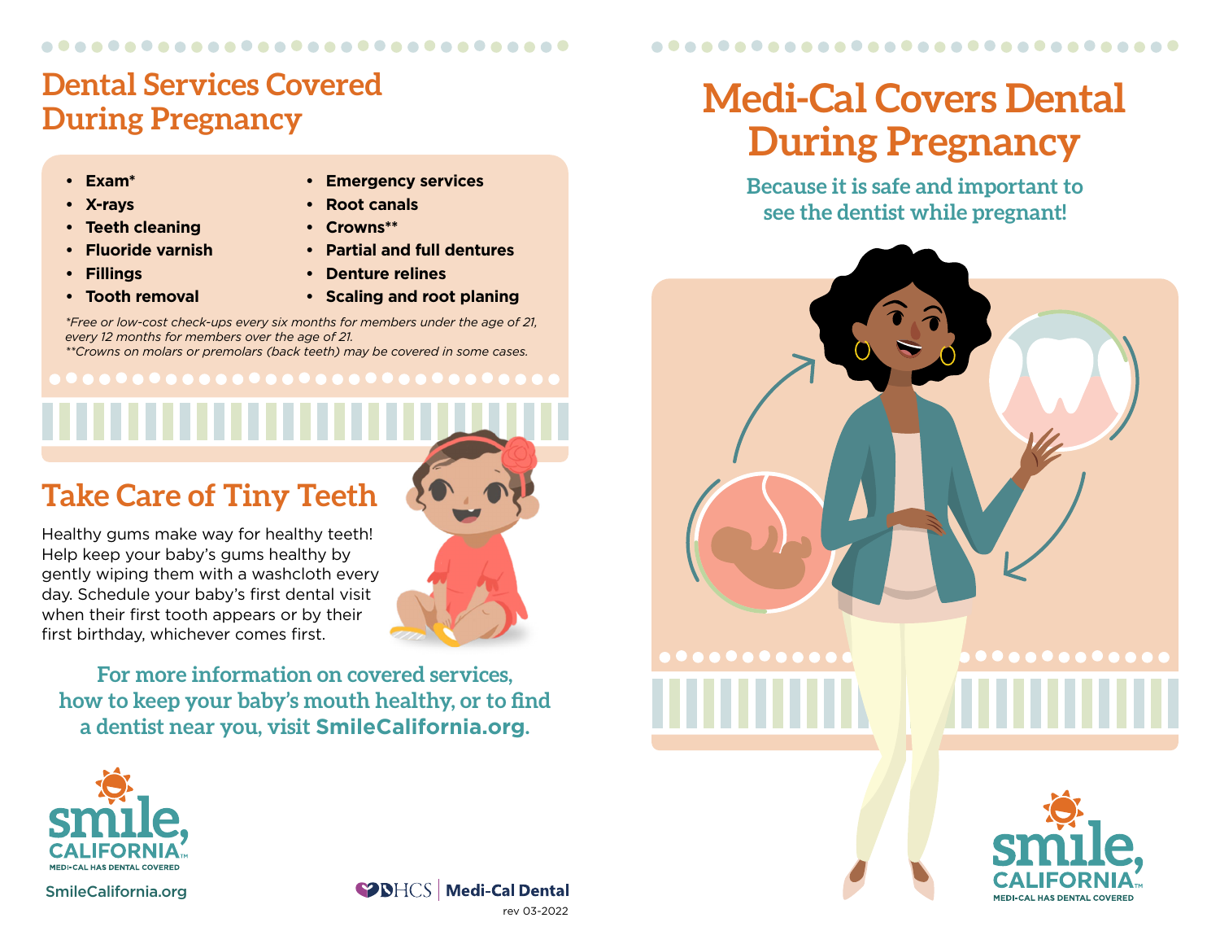## Dental Services Covered During Pregnancy

- **Exam***
- **X-rays**
- **Teeth cleaning**
- **Fluoride varnish**
- **Fillings**
- **Tooth removal**
- **Emergency services**
- **Root canals**
- **Crowns****
- **Partial and full dentures**
- **Denture relines**
- **Scaling and root planing**

*\*Free or low-cost check-ups every six months for members under the age of 21, every 12 months for members over the age of 21.*
*\*\*Crowns on molars or premolars (back teeth) may be covered in some cases.*

## Take Care of Tiny Teeth

Healthy gums make way for healthy teeth! Help keep your baby's gums healthy by gently wiping them with a washcloth every day. Schedule your baby's first dental visit when their first tooth appears or by their first birthday, whichever comes first.

**For more information on covered services, how to keep your baby's mouth healthy, or to find a dentist near you, visit SmileCalifornia.org.**

smile, CALIFORNIA
MEDI-CAL HAS DENTAL COVERED

SmileCalifornia.org

DHCS | Medi-Cal Dental

rev 03-2022

# Medi-Cal Covers Dental During Pregnancy

**Because it is safe and important to see the dentist while pregnant!**

smile, CALIFORNIA
MEDI-CAL HAS DENTAL COVERED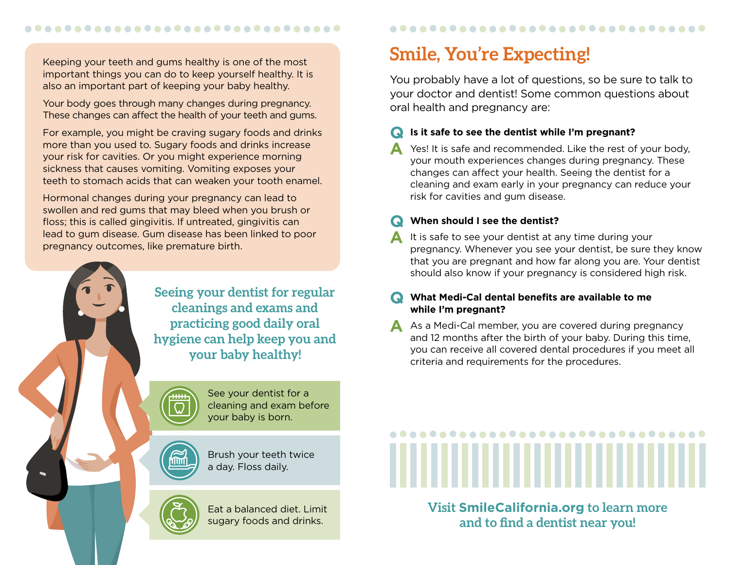Keeping your teeth and gums healthy is one of the most important things you can do to keep yourself healthy. It is also an important part of keeping your baby healthy.

Your body goes through many changes during pregnancy. These changes can affect the health of your teeth and gums.

For example, you might be craving sugary foods and drinks more than you used to. Sugary foods and drinks increase your risk for cavities. Or you might experience morning sickness that causes vomiting. Vomiting exposes your teeth to stomach acids that can weaken your tooth enamel.

Hormonal changes during your pregnancy can lead to swollen and red gums that may bleed when you brush or floss; this is called gingivitis. If untreated, gingivitis can lead to gum disease. Gum disease has been linked to poor pregnancy outcomes, like premature birth.

**Seeing your dentist for regular cleanings and exams and practicing good daily oral hygiene can help keep you and your baby healthy!**

- See your dentist for a cleaning and exam before your baby is born.
- Brush your teeth twice a day. Floss daily.
- Eat a balanced diet. Limit sugary foods and drinks.

# Smile, You're Expecting!

You probably have a lot of questions, so be sure to talk to your doctor and dentist! Some common questions about oral health and pregnancy are:

**Q Is it safe to see the dentist while I'm pregnant?**

**A** Yes! It is safe and recommended. Like the rest of your body, your mouth experiences changes during pregnancy. These changes can affect your health. Seeing the dentist for a cleaning and exam early in your pregnancy can reduce your risk for cavities and gum disease.

**Q When should I see the dentist?**

**A** It is safe to see your dentist at any time during your pregnancy. Whenever you see your dentist, be sure they know that you are pregnant and how far along you are. Your dentist should also know if your pregnancy is considered high risk.

**Q What Medi-Cal dental benefits are available to me while I'm pregnant?**

**A** As a Medi-Cal member, you are covered during pregnancy and 12 months after the birth of your baby. During this time, you can receive all covered dental procedures if you meet all criteria and requirements for the procedures.

**Visit SmileCalifornia.org to learn more and to find a dentist near you!**